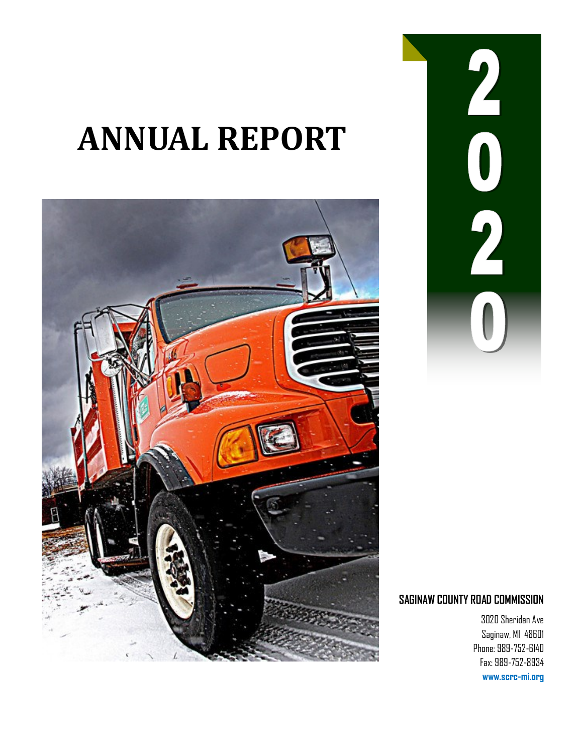# ANNUAL REPORT

# 2020

**SAGINAW COUNTY ROAD COMMISSION**

3020 Sheridan Ave
Saginaw, MI 48601
Phone: 989-752-6140
Fax: 989-752-8934
**www.scrc-mi.org**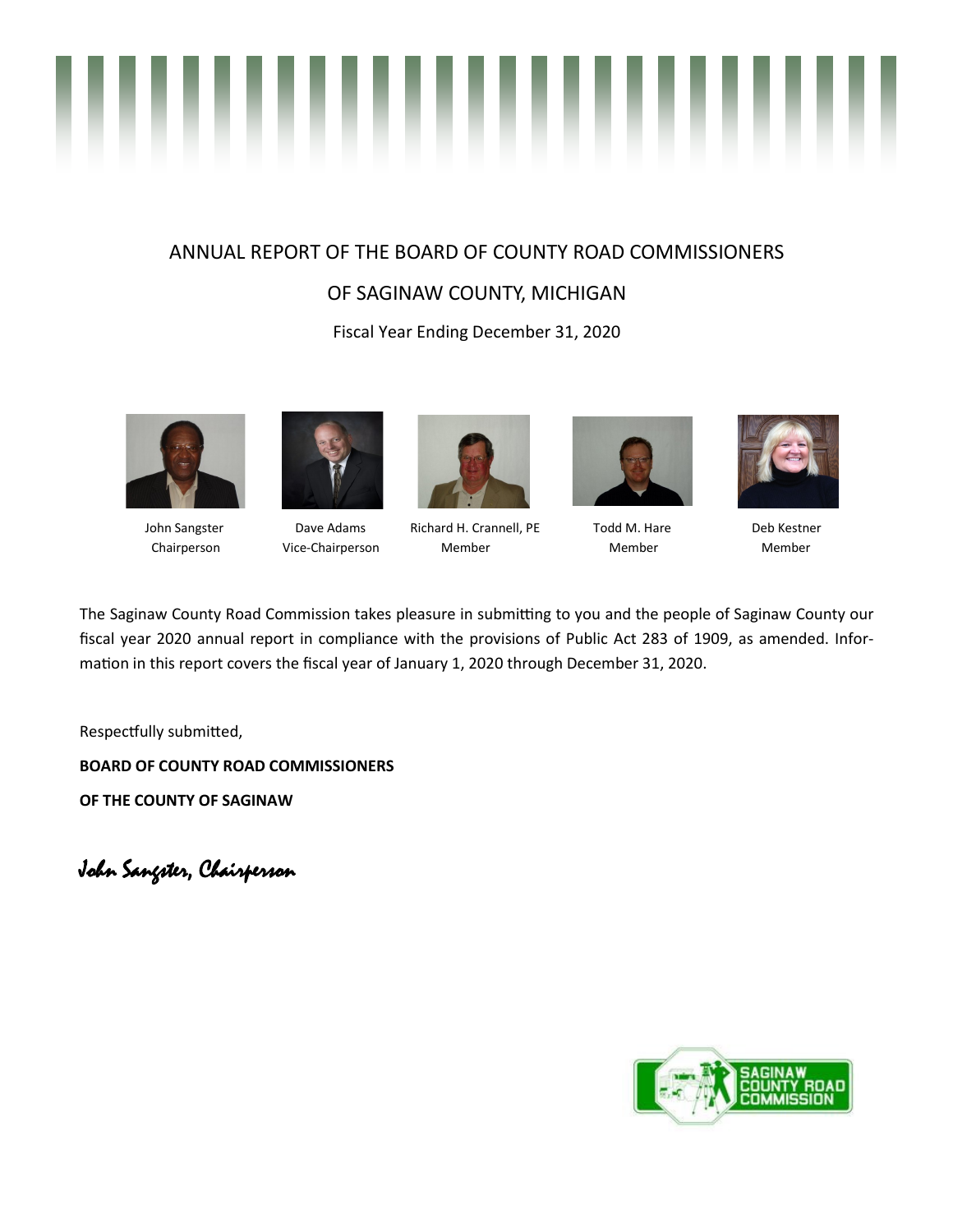# ANNUAL REPORT OF THE BOARD OF COUNTY ROAD COMMISSIONERS

# OF SAGINAW COUNTY, MICHIGAN

Fiscal Year Ending December 31, 2020

| John Sangster | Dave Adams | Richard H. Crannell, PE | Todd M. Hare | Deb Kestner |
|---|---|---|---|---|
| Chairperson | Vice-Chairperson | Member | Member | Member |

The Saginaw County Road Commission takes pleasure in submitting to you and the people of Saginaw County our fiscal year 2020 annual report in compliance with the provisions of Public Act 283 of 1909, as amended. Information in this report covers the fiscal year of January 1, 2020 through December 31, 2020.

Respectfully submitted,

**BOARD OF COUNTY ROAD COMMISSIONERS**

**OF THE COUNTY OF SAGINAW**

*John Sangster, Chairperson*

SAGINAW COUNTY ROAD COMMISSION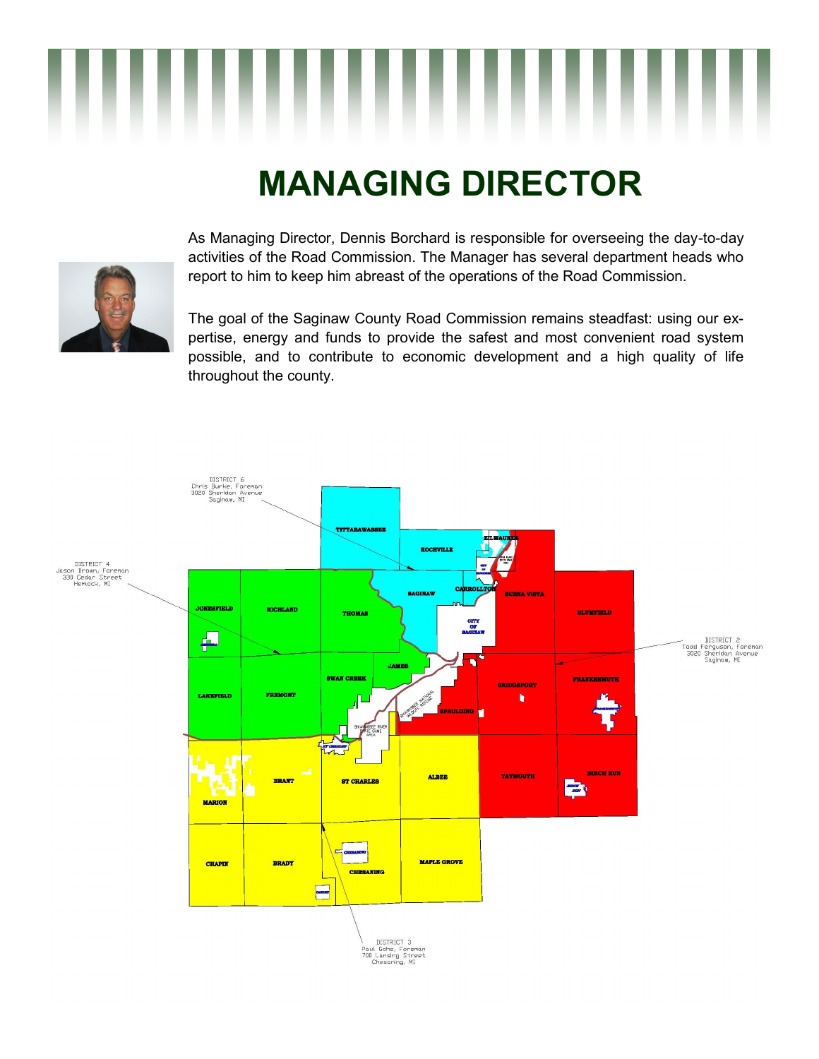# MANAGING DIRECTOR

As Managing Director, Dennis Borchard is responsible for overseeing the day-to-day activities of the Road Commission. The Manager has several department heads who report to him to keep him abreast of the operations of the Road Commission.

The goal of the Saginaw County Road Commission remains steadfast: using our expertise, energy and funds to provide the safest and most convenient road system possible, and to contribute to economic development and a high quality of life throughout the county.

DISTRICT 6
Chris Burke, Foreman
3020 Sheridan Avenue
Saginaw, MI

DISTRICT 4
Jason Brown, Foreman
330 Cedar Street
Hemlock, MI

DISTRICT 2
Todd Ferguson, Foreman
3020 Sheridan Avenue
Saginaw, MI

DISTRICT 3
Paul Gohs, Foreman
700 Lansing Street
Chesaning, MI

TITTABAWASSEE, KOCHVILLE, ZILWAUKEE, SAGINAW, CARROLLTON, BUENA VISTA, BLUMFIELD, JONESFIELD, RICHLAND, THOMAS, CITY OF SAGINAW, JAMES, SWAN CREEK, LAKEFIELD, FREMONT, BRIDGEPORT, FRANKENMUTH, SPAULDING, SHIAWASSEE NATIONAL WILDLIFE REFUGE, SHIAWASSEE RIVER STATE GAME AREA, MARION, BRANT, ST CHARLES, ALBEE, TAYMOUTH, BIRCH RUN, CHAPIN, BRADY, CHESANING, MAPLE GROVE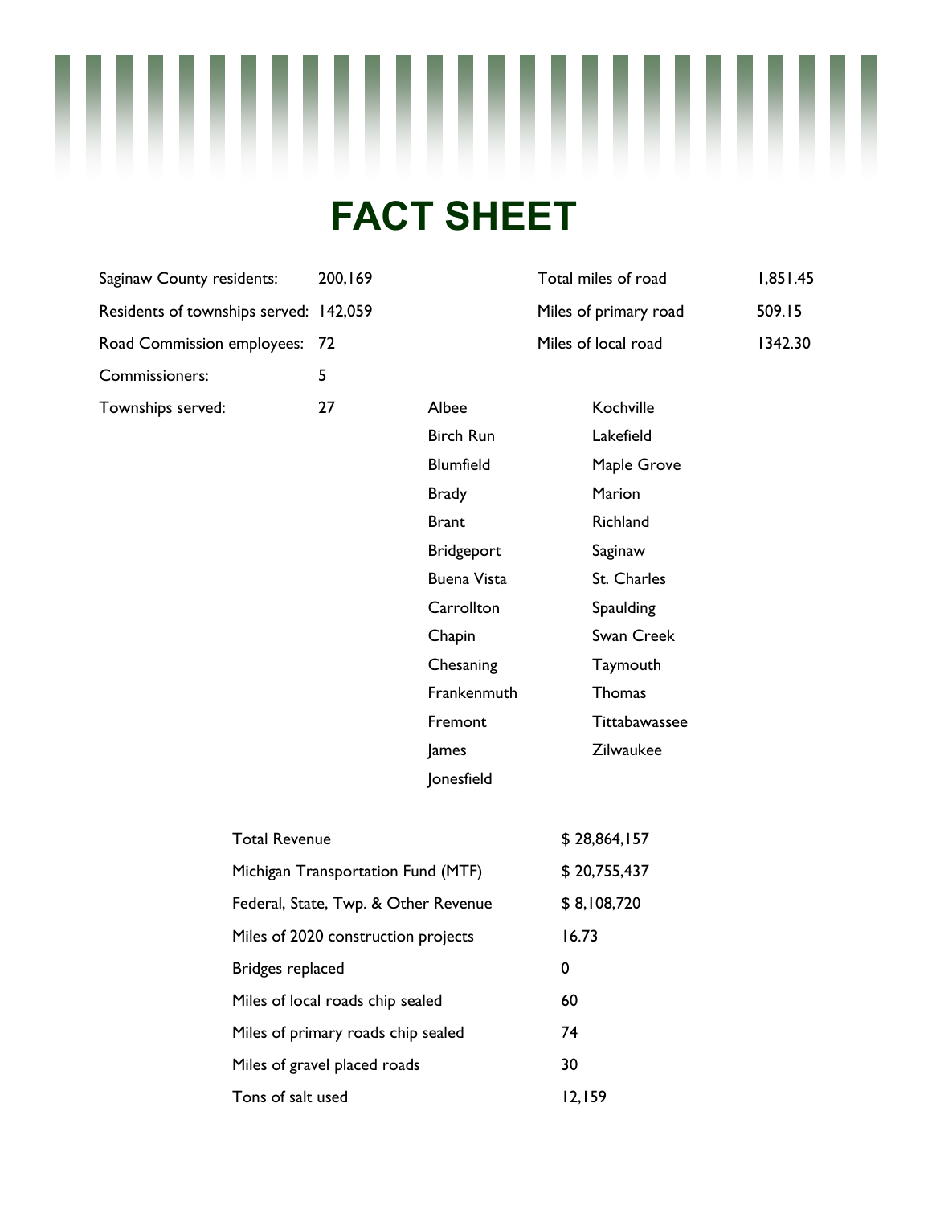# FACT SHEET

| | |
|---|---|
| Saginaw County residents: | 200,169 |
| Residents of townships served: | 142,059 |
| Road Commission employees: | 72 |
| Commissioners: | 5 |
| Townships served: | 27 |

| | |
|---|---|
| Total miles of road | 1,851.45 |
| Miles of primary road | 509.15 |
| Miles of local road | 1342.30 |

Townships served:

| | |
|---|---|
| Albee | Kochville |
| Birch Run | Lakefield |
| Blumfield | Maple Grove |
| Brady | Marion |
| Brant | Richland |
| Bridgeport | Saginaw |
| Buena Vista | St. Charles |
| Carrollton | Spaulding |
| Chapin | Swan Creek |
| Chesaning | Taymouth |
| Frankenmuth | Thomas |
| Fremont | Tittabawassee |
| James | Zilwaukee |
| Jonesfield | |

| | |
|---|---|
| Total Revenue | $ 28,864,157 |
| Michigan Transportation Fund (MTF) | $ 20,755,437 |
| Federal, State, Twp. & Other Revenue | $ 8,108,720 |
| Miles of 2020 construction projects | 16.73 |
| Bridges replaced | 0 |
| Miles of local roads chip sealed | 60 |
| Miles of primary roads chip sealed | 74 |
| Miles of gravel placed roads | 30 |
| Tons of salt used | 12,159 |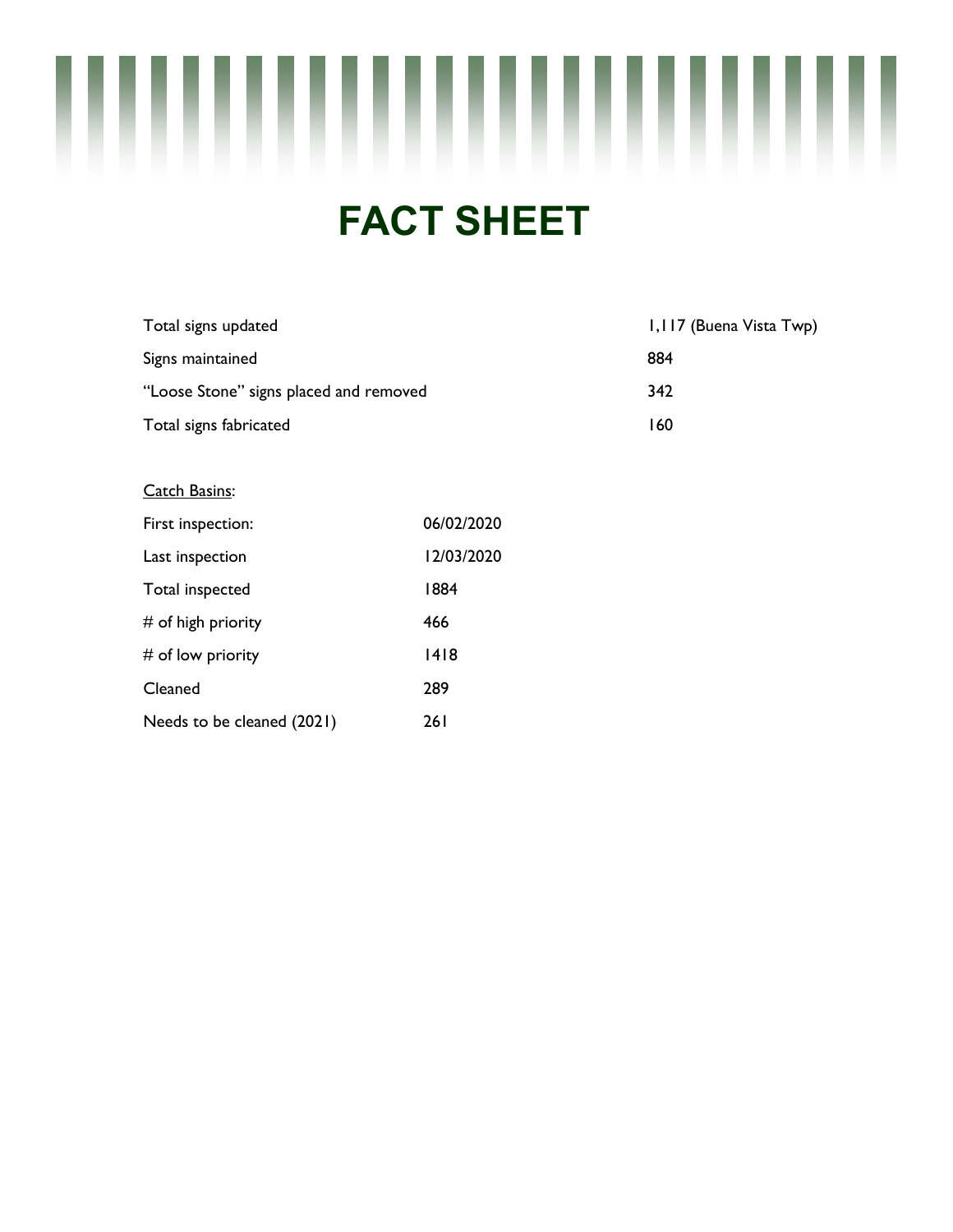# FACT SHEET

| | |
|---|---|
| Total signs updated | 1,117 (Buena Vista Twp) |
| Signs maintained | 884 |
| "Loose Stone" signs placed and removed | 342 |
| Total signs fabricated | 160 |

<u>Catch Basins</u>:

| | |
|---|---|
| First inspection: | 06/02/2020 |
| Last inspection | 12/03/2020 |
| Total inspected | 1884 |
| # of high priority | 466 |
| # of low priority | 1418 |
| Cleaned | 289 |
| Needs to be cleaned (2021) | 261 |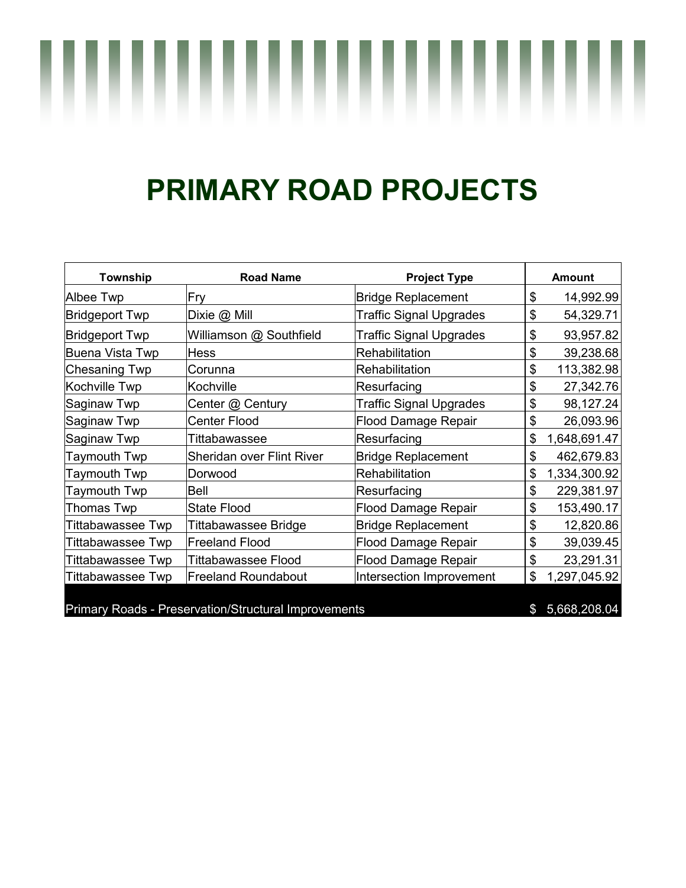# PRIMARY ROAD PROJECTS

| Township | Road Name | Project Type | Amount |
|---|---|---|---|
| Albee Twp | Fry | Bridge Replacement | $ 14,992.99 |
| Bridgeport Twp | Dixie @ Mill | Traffic Signal Upgrades | $ 54,329.71 |
| Bridgeport Twp | Williamson @ Southfield | Traffic Signal Upgrades | $ 93,957.82 |
| Buena Vista Twp | Hess | Rehabilitation | $ 39,238.68 |
| Chesaning Twp | Corunna | Rehabilitation | $ 113,382.98 |
| Kochville Twp | Kochville | Resurfacing | $ 27,342.76 |
| Saginaw Twp | Center @ Century | Traffic Signal Upgrades | $ 98,127.24 |
| Saginaw Twp | Center Flood | Flood Damage Repair | $ 26,093.96 |
| Saginaw Twp | Tittabawassee | Resurfacing | $ 1,648,691.47 |
| Taymouth Twp | Sheridan over Flint River | Bridge Replacement | $ 462,679.83 |
| Taymouth Twp | Dorwood | Rehabilitation | $ 1,334,300.92 |
| Taymouth Twp | Bell | Resurfacing | $ 229,381.97 |
| Thomas Twp | State Flood | Flood Damage Repair | $ 153,490.17 |
| Tittabawassee Twp | Tittabawassee Bridge | Bridge Replacement | $ 12,820.86 |
| Tittabawassee Twp | Freeland Flood | Flood Damage Repair | $ 39,039.45 |
| Tittabawassee Twp | Tittabawassee Flood | Flood Damage Repair | $ 23,291.31 |
| Tittabawassee Twp | Freeland Roundabout | Intersection Improvement | $ 1,297,045.92 |
| Primary Roads - Preservation/Structural Improvements | | | $ 5,668,208.04 |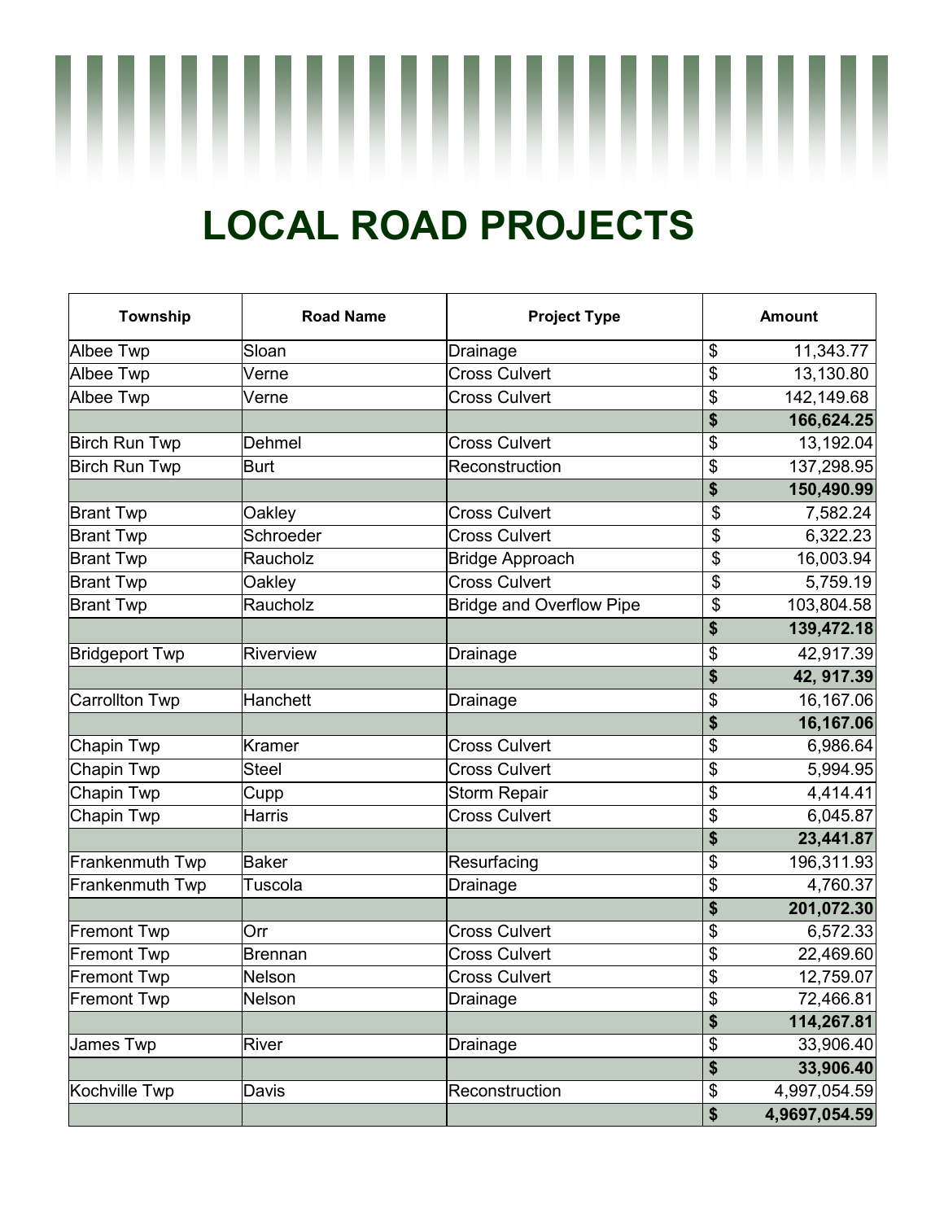# LOCAL ROAD PROJECTS

| Township | Road Name | Project Type | Amount |
|---|---|---|---|
| Albee Twp | Sloan | Drainage | $ 11,343.77 |
| Albee Twp | Verne | Cross Culvert | $ 13,130.80 |
| Albee Twp | Verne | Cross Culvert | $ 142,149.68 |
| | | | **$ 166,624.25** |
| Birch Run Twp | Dehmel | Cross Culvert | $ 13,192.04 |
| Birch Run Twp | Burt | Reconstruction | $ 137,298.95 |
| | | | **$ 150,490.99** |
| Brant Twp | Oakley | Cross Culvert | $ 7,582.24 |
| Brant Twp | Schroeder | Cross Culvert | $ 6,322.23 |
| Brant Twp | Raucholz | Bridge Approach | $ 16,003.94 |
| Brant Twp | Oakley | Cross Culvert | $ 5,759.19 |
| Brant Twp | Raucholz | Bridge and Overflow Pipe | $ 103,804.58 |
| | | | **$ 139,472.18** |
| Bridgeport Twp | Riverview | Drainage | $ 42,917.39 |
| | | | **$ 42, 917.39** |
| Carrollton Twp | Hanchett | Drainage | $ 16,167.06 |
| | | | **$ 16,167.06** |
| Chapin Twp | Kramer | Cross Culvert | $ 6,986.64 |
| Chapin Twp | Steel | Cross Culvert | $ 5,994.95 |
| Chapin Twp | Cupp | Storm Repair | $ 4,414.41 |
| Chapin Twp | Harris | Cross Culvert | $ 6,045.87 |
| | | | **$ 23,441.87** |
| Frankenmuth Twp | Baker | Resurfacing | $ 196,311.93 |
| Frankenmuth Twp | Tuscola | Drainage | $ 4,760.37 |
| | | | **$ 201,072.30** |
| Fremont Twp | Orr | Cross Culvert | $ 6,572.33 |
| Fremont Twp | Brennan | Cross Culvert | $ 22,469.60 |
| Fremont Twp | Nelson | Cross Culvert | $ 12,759.07 |
| Fremont Twp | Nelson | Drainage | $ 72,466.81 |
| | | | **$ 114,267.81** |
| James Twp | River | Drainage | $ 33,906.40 |
| | | | **$ 33,906.40** |
| Kochville Twp | Davis | Reconstruction | $ 4,997,054.59 |
| | | | **$ 4,9697,054.59** |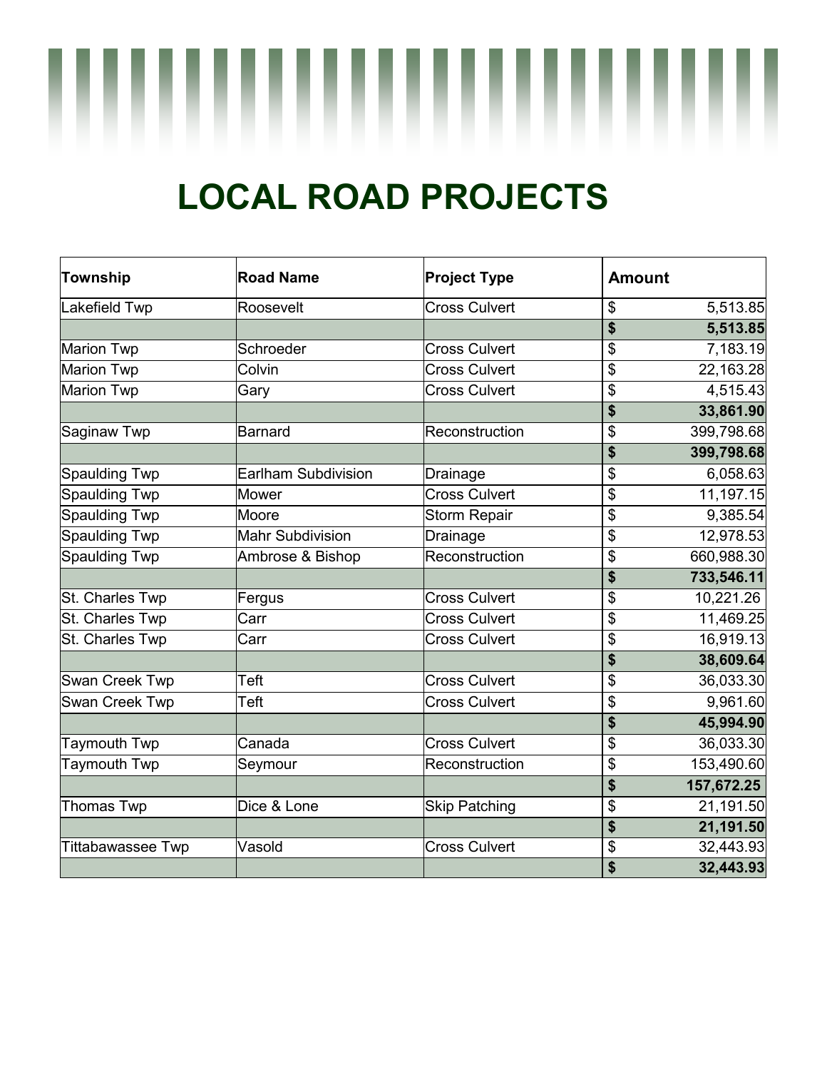# LOCAL ROAD PROJECTS

| Township | Road Name | Project Type | Amount |
|---|---|---|---|
| Lakefield Twp | Roosevelt | Cross Culvert | $ 5,513.85 |
| | | | **$ 5,513.85** |
| Marion Twp | Schroeder | Cross Culvert | $ 7,183.19 |
| Marion Twp | Colvin | Cross Culvert | $ 22,163.28 |
| Marion Twp | Gary | Cross Culvert | $ 4,515.43 |
| | | | **$ 33,861.90** |
| Saginaw Twp | Barnard | Reconstruction | $ 399,798.68 |
| | | | **$ 399,798.68** |
| Spaulding Twp | Earlham Subdivision | Drainage | $ 6,058.63 |
| Spaulding Twp | Mower | Cross Culvert | $ 11,197.15 |
| Spaulding Twp | Moore | Storm Repair | $ 9,385.54 |
| Spaulding Twp | Mahr Subdivision | Drainage | $ 12,978.53 |
| Spaulding Twp | Ambrose & Bishop | Reconstruction | $ 660,988.30 |
| | | | **$ 733,546.11** |
| St. Charles Twp | Fergus | Cross Culvert | $ 10,221.26 |
| St. Charles Twp | Carr | Cross Culvert | $ 11,469.25 |
| St. Charles Twp | Carr | Cross Culvert | $ 16,919.13 |
| | | | **$ 38,609.64** |
| Swan Creek Twp | Teft | Cross Culvert | $ 36,033.30 |
| Swan Creek Twp | Teft | Cross Culvert | $ 9,961.60 |
| | | | **$ 45,994.90** |
| Taymouth Twp | Canada | Cross Culvert | $ 36,033.30 |
| Taymouth Twp | Seymour | Reconstruction | $ 153,490.60 |
| | | | **$ 157,672.25** |
| Thomas Twp | Dice & Lone | Skip Patching | $ 21,191.50 |
| | | | **$ 21,191.50** |
| Tittabawassee Twp | Vasold | Cross Culvert | $ 32,443.93 |
| | | | **$ 32,443.93** |